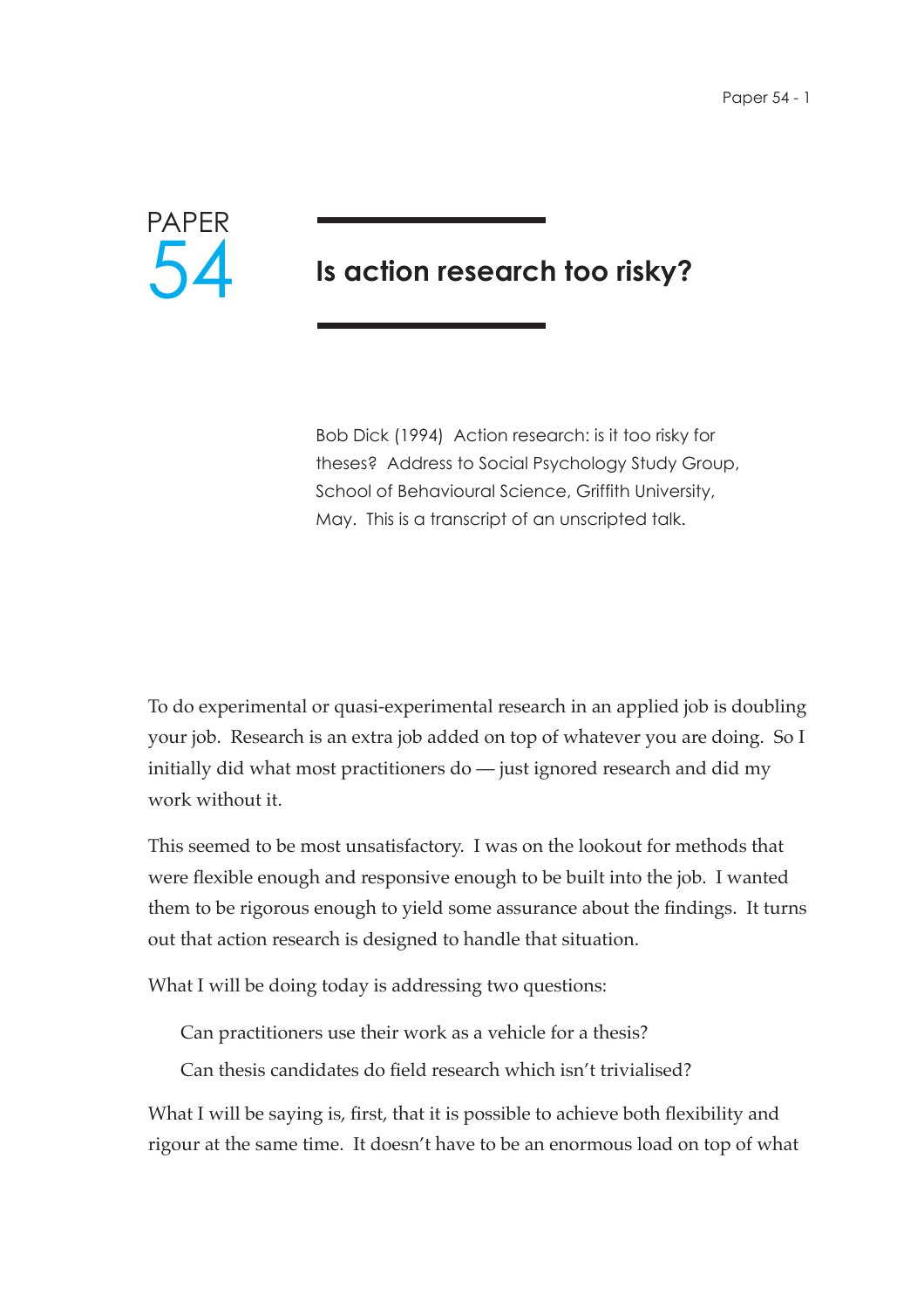PAPER 54

# Is action research too risky?

Bob Dick (1994) Action research: is it too risky for theses? Address to Social Psychology Study Group, School of Behavioural Science, Griffith University, May. This is a transcript of an unscripted talk.

To do experimental or quasi-experimental research in an applied job is doubling your job. Research is an extra job added on top of whatever you are doing. So I initially did what most practitioners do — just ignored research and did my work without it.

This seemed to be most unsatisfactory. I was on the lookout for methods that were flexible enough and responsive enough to be built into the job. I wanted them to be rigorous enough to yield some assurance about the findings. It turns out that action research is designed to handle that situation.

What I will be doing today is addressing two questions:

> Can practitioners use their work as a vehicle for a thesis?
>
> Can thesis candidates do field research which isn't trivialised?

What I will be saying is, first, that it is possible to achieve both flexibility and rigour at the same time. It doesn't have to be an enormous load on top of what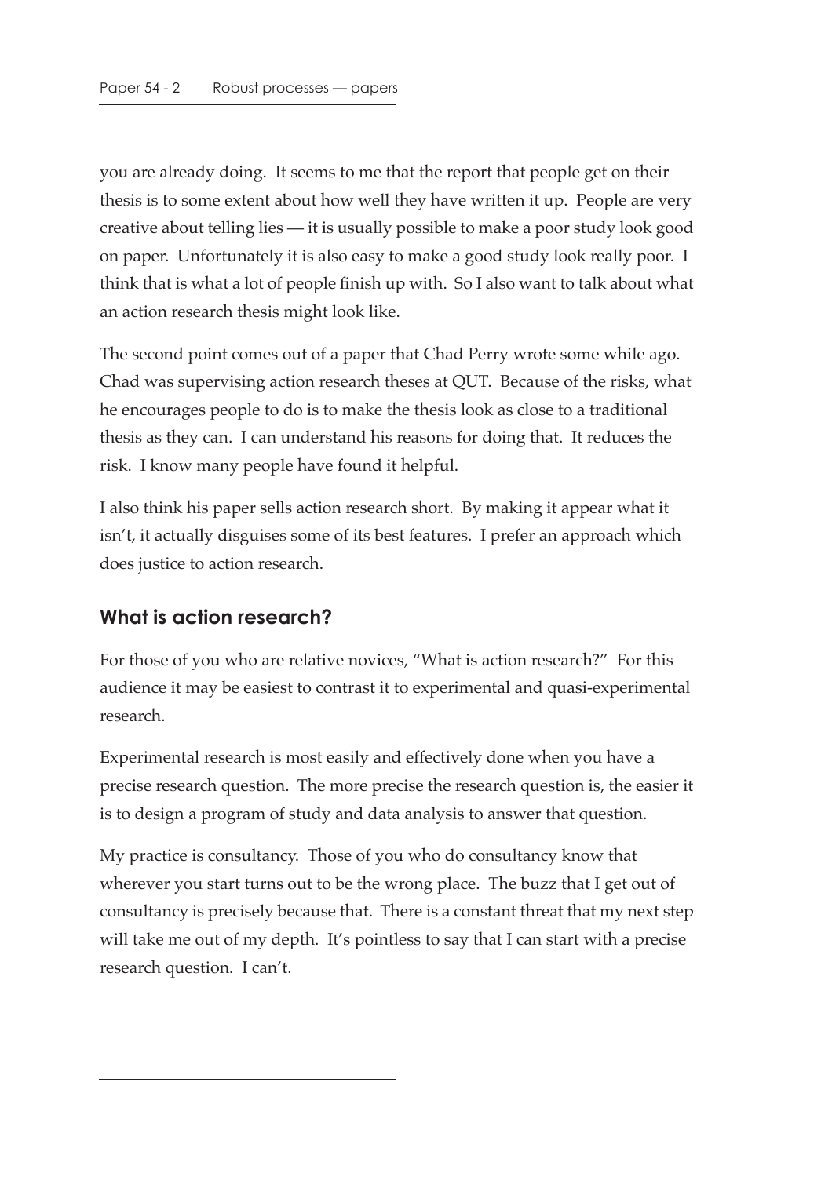you are already doing. It seems to me that the report that people get on their thesis is to some extent about how well they have written it up. People are very creative about telling lies — it is usually possible to make a poor study look good on paper. Unfortunately it is also easy to make a good study look really poor. I think that is what a lot of people finish up with. So I also want to talk about what an action research thesis might look like.

The second point comes out of a paper that Chad Perry wrote some while ago. Chad was supervising action research theses at QUT. Because of the risks, what he encourages people to do is to make the thesis look as close to a traditional thesis as they can. I can understand his reasons for doing that. It reduces the risk. I know many people have found it helpful.

I also think his paper sells action research short. By making it appear what it isn't, it actually disguises some of its best features. I prefer an approach which does justice to action research.

## What is action research?

For those of you who are relative novices, "What is action research?" For this audience it may be easiest to contrast it to experimental and quasi-experimental research.

Experimental research is most easily and effectively done when you have a precise research question. The more precise the research question is, the easier it is to design a program of study and data analysis to answer that question.

My practice is consultancy. Those of you who do consultancy know that wherever you start turns out to be the wrong place. The buzz that I get out of consultancy is precisely because that. There is a constant threat that my next step will take me out of my depth. It's pointless to say that I can start with a precise research question. I can't.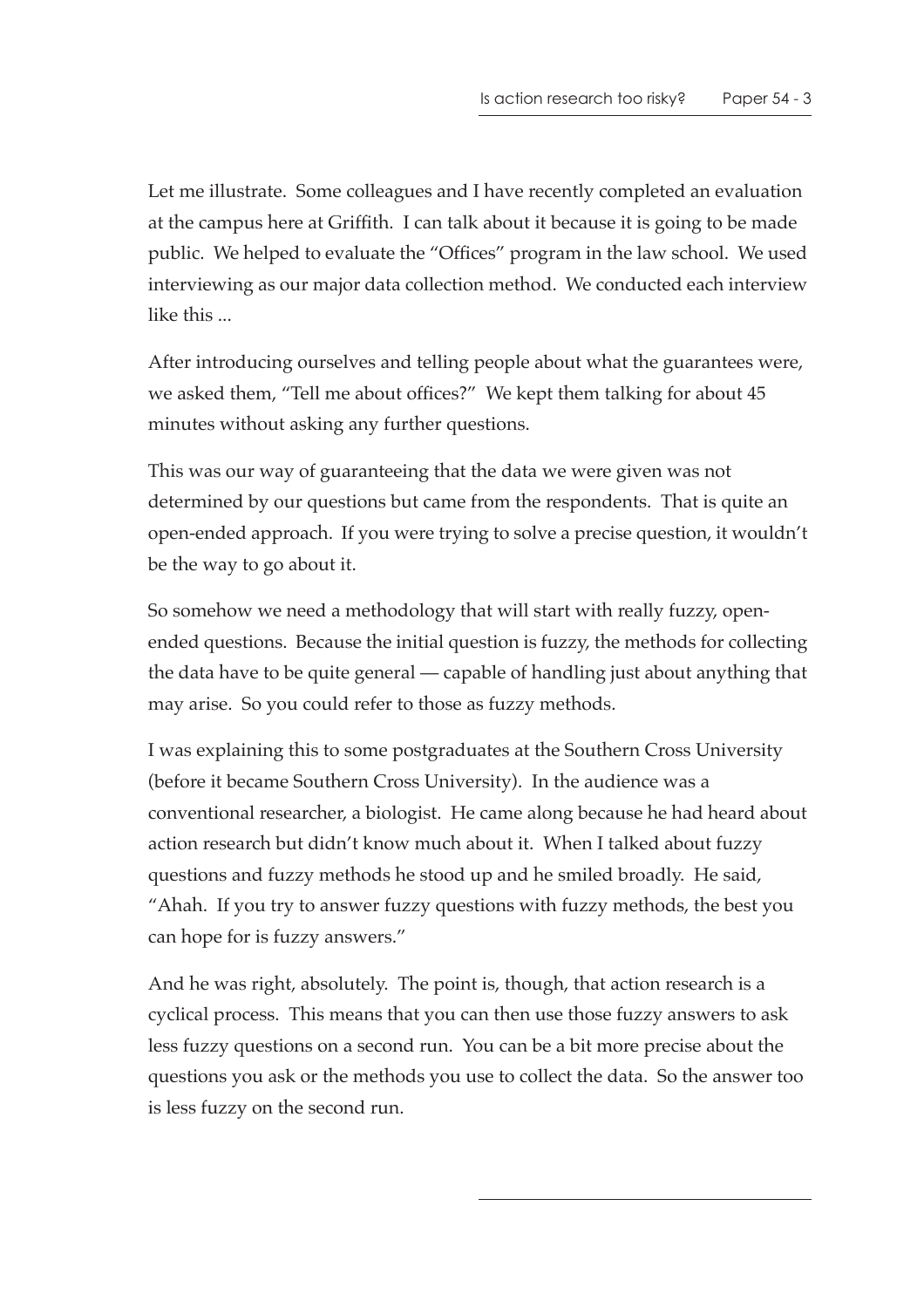Let me illustrate. Some colleagues and I have recently completed an evaluation at the campus here at Griffith. I can talk about it because it is going to be made public. We helped to evaluate the "Offices" program in the law school. We used interviewing as our major data collection method. We conducted each interview like this ...

After introducing ourselves and telling people about what the guarantees were, we asked them, "Tell me about offices?" We kept them talking for about 45 minutes without asking any further questions.

This was our way of guaranteeing that the data we were given was not determined by our questions but came from the respondents. That is quite an open-ended approach. If you were trying to solve a precise question, it wouldn't be the way to go about it.

So somehow we need a methodology that will start with really fuzzy, open-ended questions. Because the initial question is fuzzy, the methods for collecting the data have to be quite general — capable of handling just about anything that may arise. So you could refer to those as fuzzy methods.

I was explaining this to some postgraduates at the Southern Cross University (before it became Southern Cross University). In the audience was a conventional researcher, a biologist. He came along because he had heard about action research but didn't know much about it. When I talked about fuzzy questions and fuzzy methods he stood up and he smiled broadly. He said, "Ahah. If you try to answer fuzzy questions with fuzzy methods, the best you can hope for is fuzzy answers."

And he was right, absolutely. The point is, though, that action research is a cyclical process. This means that you can then use those fuzzy answers to ask less fuzzy questions on a second run. You can be a bit more precise about the questions you ask or the methods you use to collect the data. So the answer too is less fuzzy on the second run.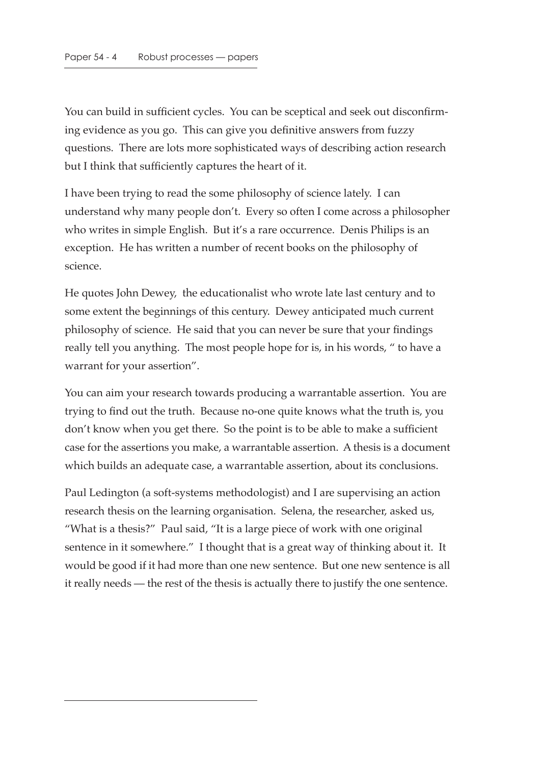You can build in sufficient cycles. You can be sceptical and seek out disconfirming evidence as you go. This can give you definitive answers from fuzzy questions. There are lots more sophisticated ways of describing action research but I think that sufficiently captures the heart of it.

I have been trying to read the some philosophy of science lately. I can understand why many people don't. Every so often I come across a philosopher who writes in simple English. But it's a rare occurrence. Denis Philips is an exception. He has written a number of recent books on the philosophy of science.

He quotes John Dewey, the educationalist who wrote late last century and to some extent the beginnings of this century. Dewey anticipated much current philosophy of science. He said that you can never be sure that your findings really tell you anything. The most people hope for is, in his words, " to have a warrant for your assertion".

You can aim your research towards producing a warrantable assertion. You are trying to find out the truth. Because no-one quite knows what the truth is, you don't know when you get there. So the point is to be able to make a sufficient case for the assertions you make, a warrantable assertion. A thesis is a document which builds an adequate case, a warrantable assertion, about its conclusions.

Paul Ledington (a soft-systems methodologist) and I are supervising an action research thesis on the learning organisation. Selena, the researcher, asked us, "What is a thesis?" Paul said, "It is a large piece of work with one original sentence in it somewhere." I thought that is a great way of thinking about it. It would be good if it had more than one new sentence. But one new sentence is all it really needs — the rest of the thesis is actually there to justify the one sentence.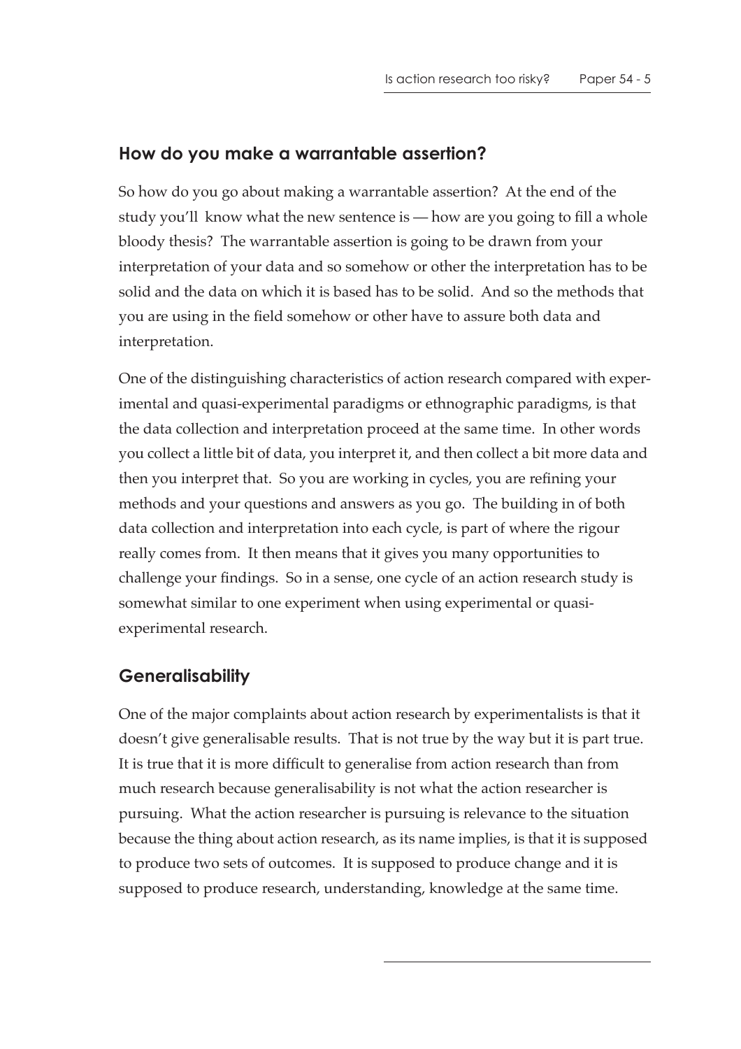## How do you make a warrantable assertion?

So how do you go about making a warrantable assertion? At the end of the study you'll know what the new sentence is — how are you going to fill a whole bloody thesis? The warrantable assertion is going to be drawn from your interpretation of your data and so somehow or other the interpretation has to be solid and the data on which it is based has to be solid. And so the methods that you are using in the field somehow or other have to assure both data and interpretation.

One of the distinguishing characteristics of action research compared with experimental and quasi-experimental paradigms or ethnographic paradigms, is that the data collection and interpretation proceed at the same time. In other words you collect a little bit of data, you interpret it, and then collect a bit more data and then you interpret that. So you are working in cycles, you are refining your methods and your questions and answers as you go. The building in of both data collection and interpretation into each cycle, is part of where the rigour really comes from. It then means that it gives you many opportunities to challenge your findings. So in a sense, one cycle of an action research study is somewhat similar to one experiment when using experimental or quasi-experimental research.

## Generalisability

One of the major complaints about action research by experimentalists is that it doesn't give generalisable results. That is not true by the way but it is part true. It is true that it is more difficult to generalise from action research than from much research because generalisability is not what the action researcher is pursuing. What the action researcher is pursuing is relevance to the situation because the thing about action research, as its name implies, is that it is supposed to produce two sets of outcomes. It is supposed to produce change and it is supposed to produce research, understanding, knowledge at the same time.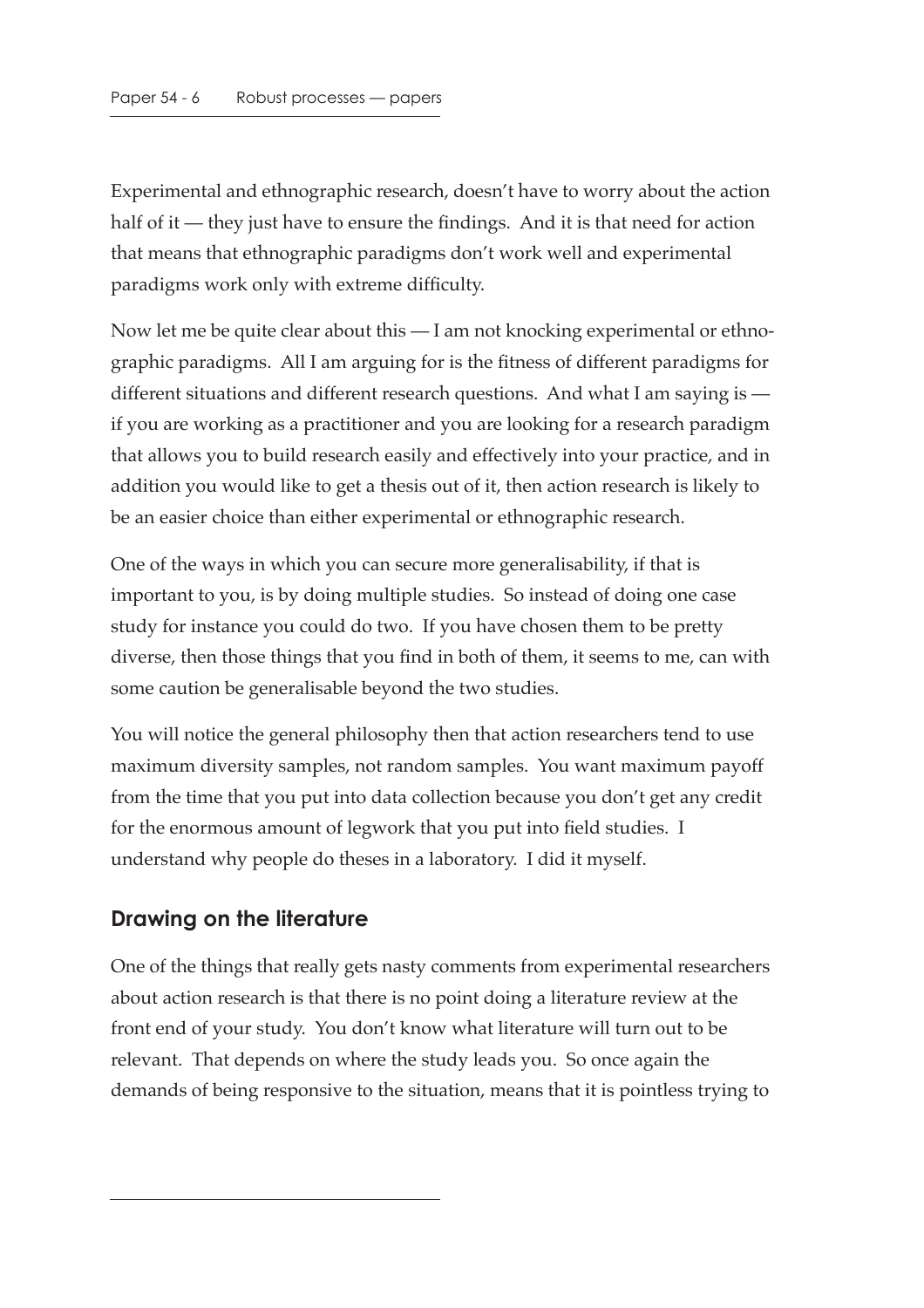Experimental and ethnographic research, doesn't have to worry about the action half of it — they just have to ensure the findings. And it is that need for action that means that ethnographic paradigms don't work well and experimental paradigms work only with extreme difficulty.

Now let me be quite clear about this — I am not knocking experimental or ethnographic paradigms. All I am arguing for is the fitness of different paradigms for different situations and different research questions. And what I am saying is — if you are working as a practitioner and you are looking for a research paradigm that allows you to build research easily and effectively into your practice, and in addition you would like to get a thesis out of it, then action research is likely to be an easier choice than either experimental or ethnographic research.

One of the ways in which you can secure more generalisability, if that is important to you, is by doing multiple studies. So instead of doing one case study for instance you could do two. If you have chosen them to be pretty diverse, then those things that you find in both of them, it seems to me, can with some caution be generalisable beyond the two studies.

You will notice the general philosophy then that action researchers tend to use maximum diversity samples, not random samples. You want maximum payoff from the time that you put into data collection because you don't get any credit for the enormous amount of legwork that you put into field studies. I understand why people do theses in a laboratory. I did it myself.

## Drawing on the literature

One of the things that really gets nasty comments from experimental researchers about action research is that there is no point doing a literature review at the front end of your study. You don't know what literature will turn out to be relevant. That depends on where the study leads you. So once again the demands of being responsive to the situation, means that it is pointless trying to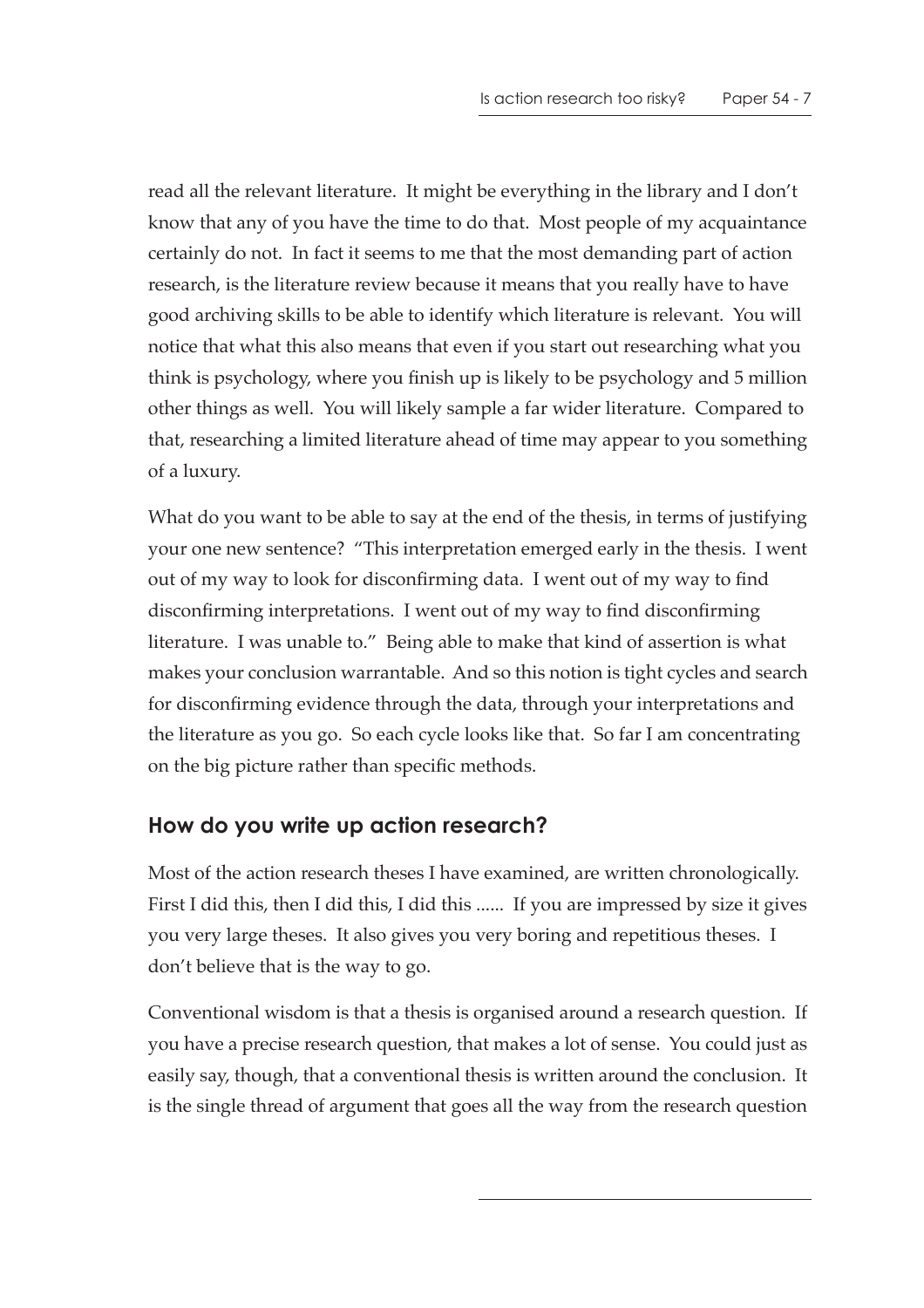read all the relevant literature. It might be everything in the library and I don't know that any of you have the time to do that. Most people of my acquaintance certainly do not. In fact it seems to me that the most demanding part of action research, is the literature review because it means that you really have to have good archiving skills to be able to identify which literature is relevant. You will notice that what this also means that even if you start out researching what you think is psychology, where you finish up is likely to be psychology and 5 million other things as well. You will likely sample a far wider literature. Compared to that, researching a limited literature ahead of time may appear to you something of a luxury.

What do you want to be able to say at the end of the thesis, in terms of justifying your one new sentence? "This interpretation emerged early in the thesis. I went out of my way to look for disconfirming data. I went out of my way to find disconfirming interpretations. I went out of my way to find disconfirming literature. I was unable to." Being able to make that kind of assertion is what makes your conclusion warrantable. And so this notion is tight cycles and search for disconfirming evidence through the data, through your interpretations and the literature as you go. So each cycle looks like that. So far I am concentrating on the big picture rather than specific methods.

## How do you write up action research?

Most of the action research theses I have examined, are written chronologically. First I did this, then I did this, I did this ...... If you are impressed by size it gives you very large theses. It also gives you very boring and repetitious theses. I don't believe that is the way to go.

Conventional wisdom is that a thesis is organised around a research question. If you have a precise research question, that makes a lot of sense. You could just as easily say, though, that a conventional thesis is written around the conclusion. It is the single thread of argument that goes all the way from the research question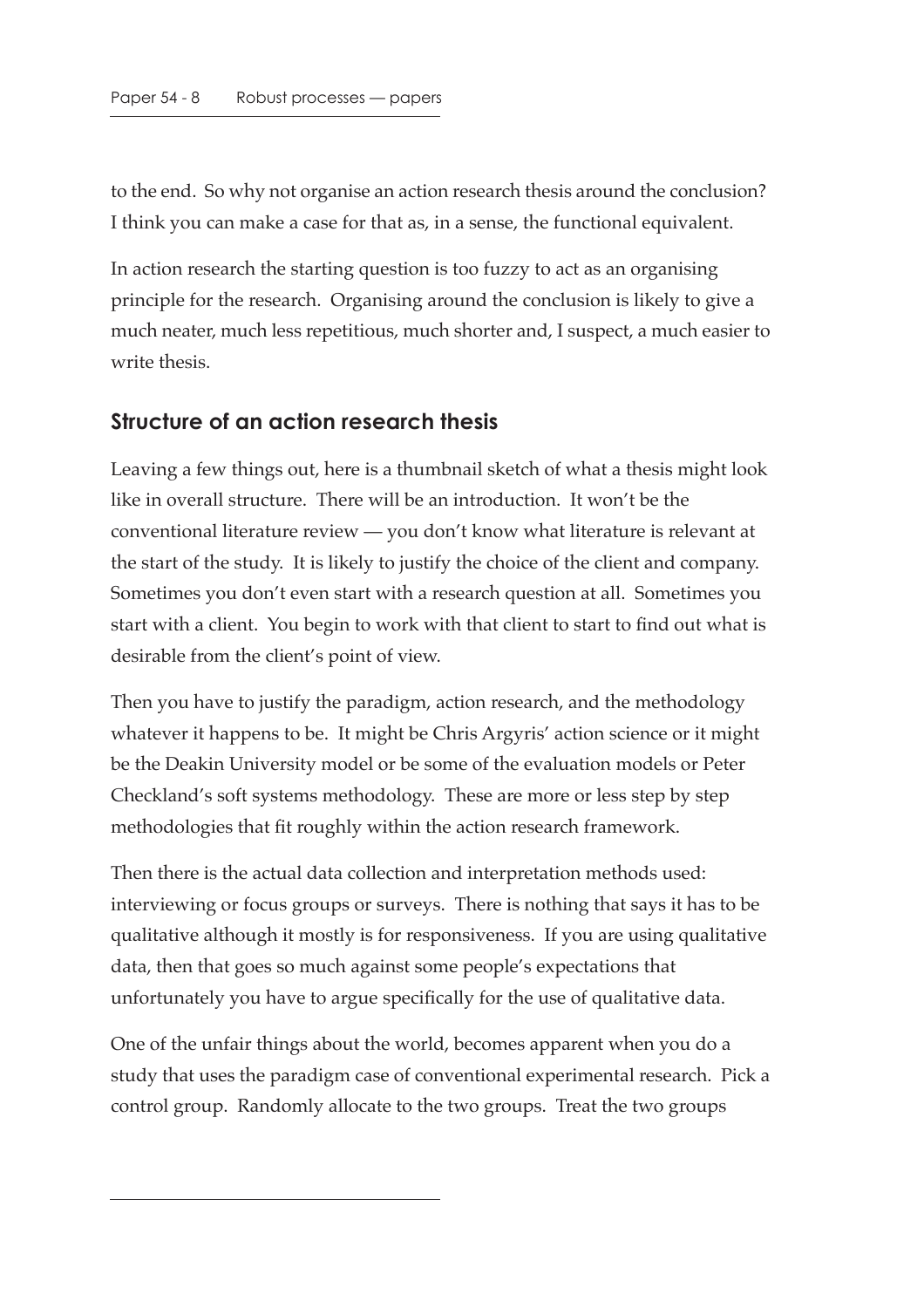to the end. So why not organise an action research thesis around the conclusion? I think you can make a case for that as, in a sense, the functional equivalent.

In action research the starting question is too fuzzy to act as an organising principle for the research. Organising around the conclusion is likely to give a much neater, much less repetitious, much shorter and, I suspect, a much easier to write thesis.

## Structure of an action research thesis

Leaving a few things out, here is a thumbnail sketch of what a thesis might look like in overall structure. There will be an introduction. It won't be the conventional literature review — you don't know what literature is relevant at the start of the study. It is likely to justify the choice of the client and company. Sometimes you don't even start with a research question at all. Sometimes you start with a client. You begin to work with that client to start to find out what is desirable from the client's point of view.

Then you have to justify the paradigm, action research, and the methodology whatever it happens to be. It might be Chris Argyris' action science or it might be the Deakin University model or be some of the evaluation models or Peter Checkland's soft systems methodology. These are more or less step by step methodologies that fit roughly within the action research framework.

Then there is the actual data collection and interpretation methods used: interviewing or focus groups or surveys. There is nothing that says it has to be qualitative although it mostly is for responsiveness. If you are using qualitative data, then that goes so much against some people's expectations that unfortunately you have to argue specifically for the use of qualitative data.

One of the unfair things about the world, becomes apparent when you do a study that uses the paradigm case of conventional experimental research. Pick a control group. Randomly allocate to the two groups. Treat the two groups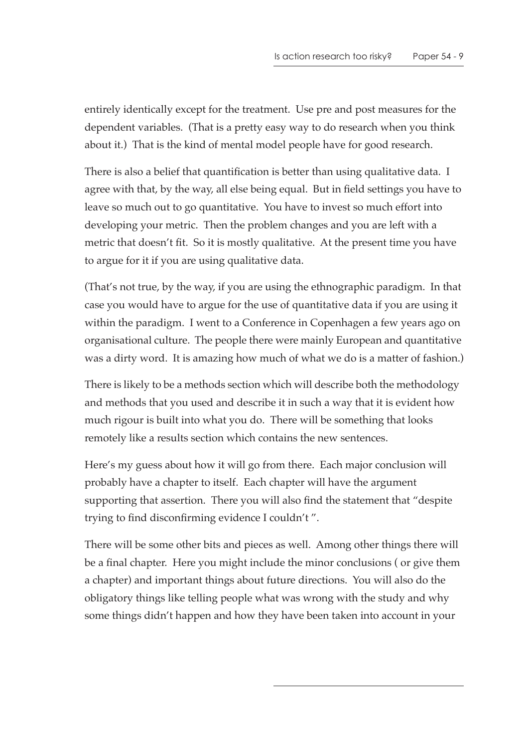entirely identically except for the treatment. Use pre and post measures for the dependent variables. (That is a pretty easy way to do research when you think about it.) That is the kind of mental model people have for good research.

There is also a belief that quantification is better than using qualitative data. I agree with that, by the way, all else being equal. But in field settings you have to leave so much out to go quantitative. You have to invest so much effort into developing your metric. Then the problem changes and you are left with a metric that doesn't fit. So it is mostly qualitative. At the present time you have to argue for it if you are using qualitative data.

(That's not true, by the way, if you are using the ethnographic paradigm. In that case you would have to argue for the use of quantitative data if you are using it within the paradigm. I went to a Conference in Copenhagen a few years ago on organisational culture. The people there were mainly European and quantitative was a dirty word. It is amazing how much of what we do is a matter of fashion.)

There is likely to be a methods section which will describe both the methodology and methods that you used and describe it in such a way that it is evident how much rigour is built into what you do. There will be something that looks remotely like a results section which contains the new sentences.

Here's my guess about how it will go from there. Each major conclusion will probably have a chapter to itself. Each chapter will have the argument supporting that assertion. There you will also find the statement that "despite trying to find disconfirming evidence I couldn't ".

There will be some other bits and pieces as well. Among other things there will be a final chapter. Here you might include the minor conclusions ( or give them a chapter) and important things about future directions. You will also do the obligatory things like telling people what was wrong with the study and why some things didn't happen and how they have been taken into account in your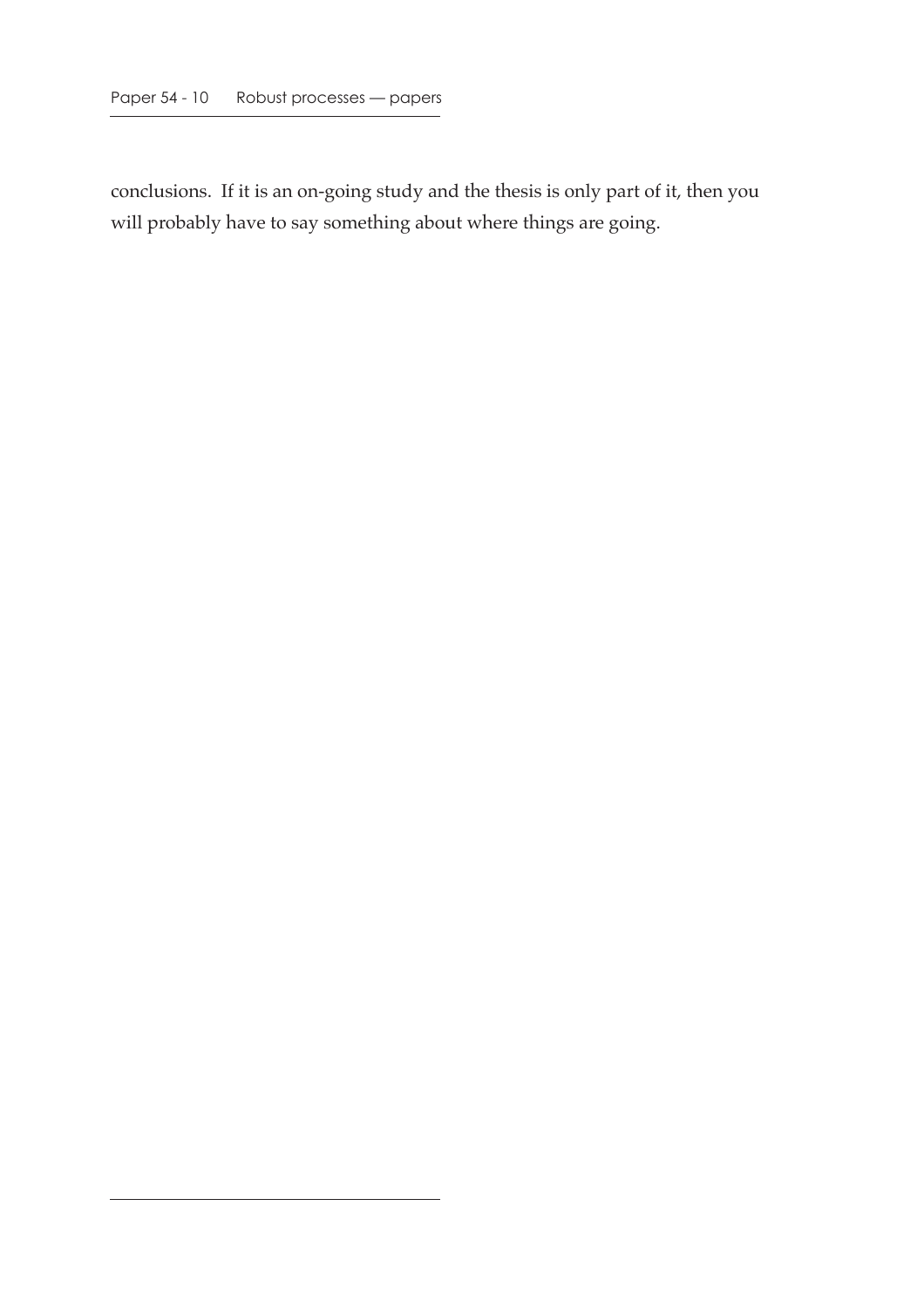conclusions. If it is an on-going study and the thesis is only part of it, then you will probably have to say something about where things are going.